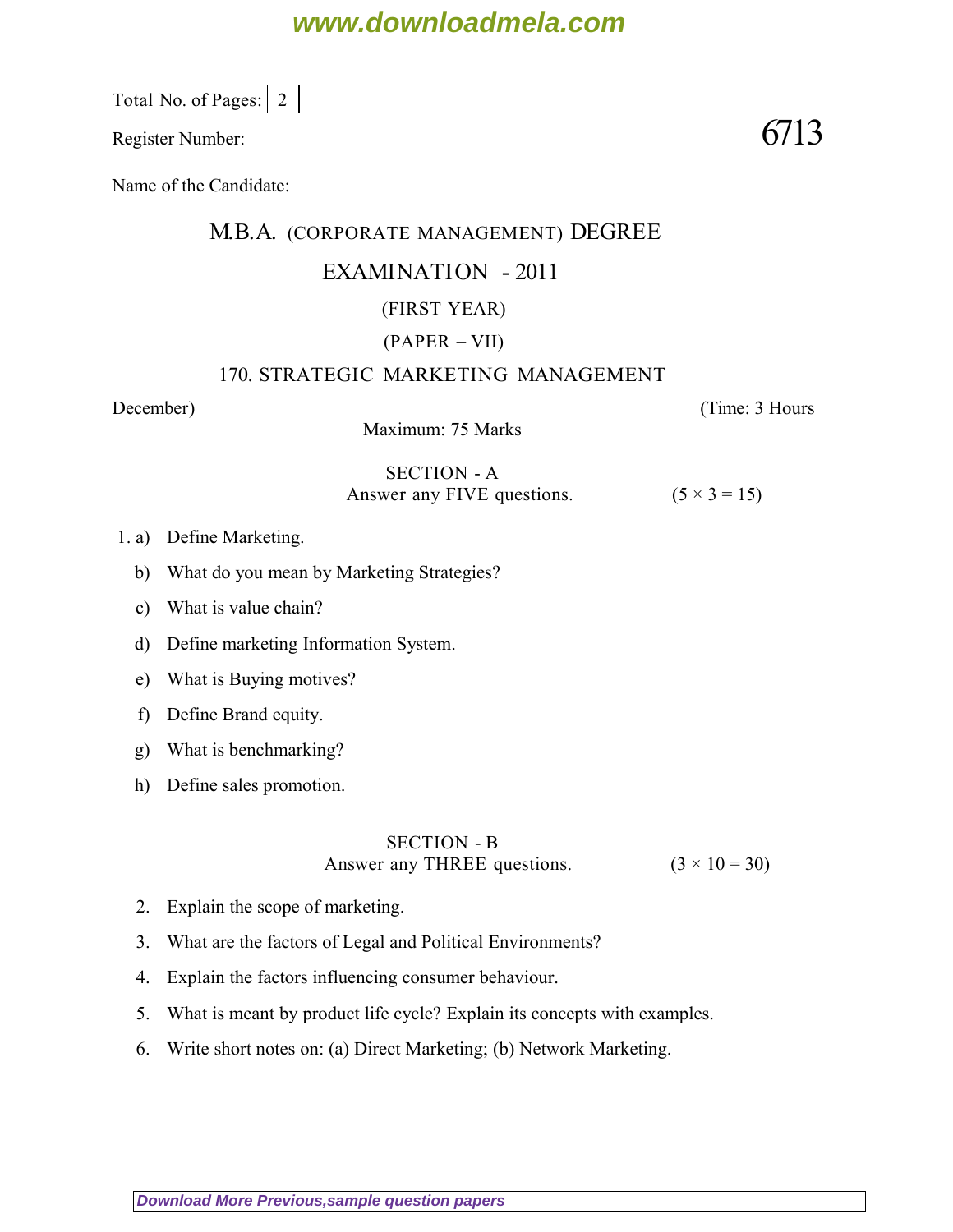Total No. of Pages: 2

Register Number: **6713**

Name of the Candidate:

# M.B.A. (CORPORATE MANAGEMENT) DEGREE

## EXAMINATION - 2011

(FIRST YEAR)

(PAPER – VII)

### 170. STRATEGIC MARKETING MANAGEMENT

December) (Time: 3 Hours

Maximum: 75 Marks

#### SECTION - A

Answer any FIVE questions. (5 × 3 = 15)

1. a) Define Marketing.

   b) What do you mean by Marketing Strategies?

   c) What is value chain?

   d) Define marketing Information System.

   e) What is Buying motives?

   f) Define Brand equity.

   g) What is benchmarking?

   h) Define sales promotion.

#### SECTION - B

Answer any THREE questions. (3 × 10 = 30)

2. Explain the scope of marketing.

3. What are the factors of Legal and Political Environments?

4. Explain the factors influencing consumer behaviour.

5. What is meant by product life cycle? Explain its concepts with examples.

6. Write short notes on: (a) Direct Marketing; (b) Network Marketing.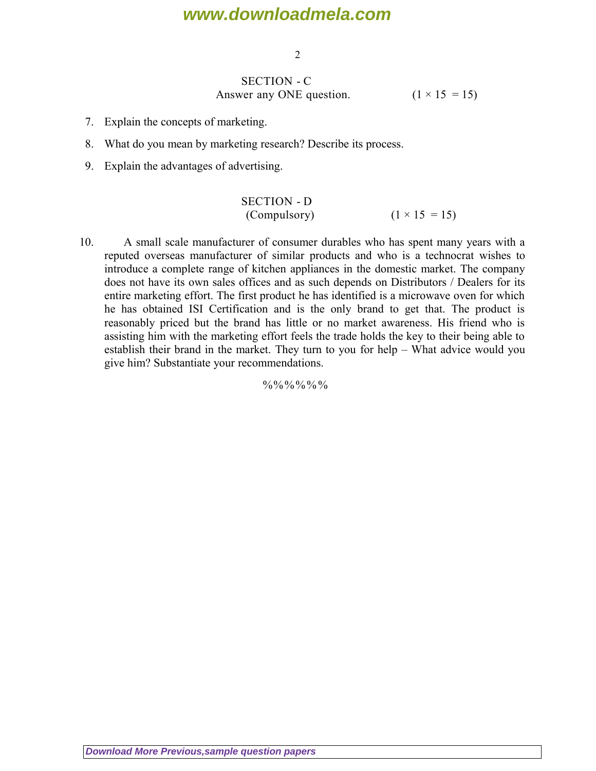## SECTION - C

Answer any ONE question. (1 × 15 = 15)

7. Explain the concepts of marketing.
8. What do you mean by marketing research? Describe its process.
9. Explain the advantages of advertising.

## SECTION - D

(Compulsory) (1 × 15 = 15)

10. A small scale manufacturer of consumer durables who has spent many years with a reputed overseas manufacturer of similar products and who is a technocrat wishes to introduce a complete range of kitchen appliances in the domestic market. The company does not have its own sales offices and as such depends on Distributors / Dealers for its entire marketing effort. The first product he has identified is a microwave oven for which he has obtained ISI Certification and is the only brand to get that. The product is reasonably priced but the brand has little or no market awareness. His friend who is assisting him with the marketing effort feels the trade holds the key to their being able to establish their brand in the market. They turn to you for help – What advice would you give him? Substantiate your recommendations.

%%%%%%